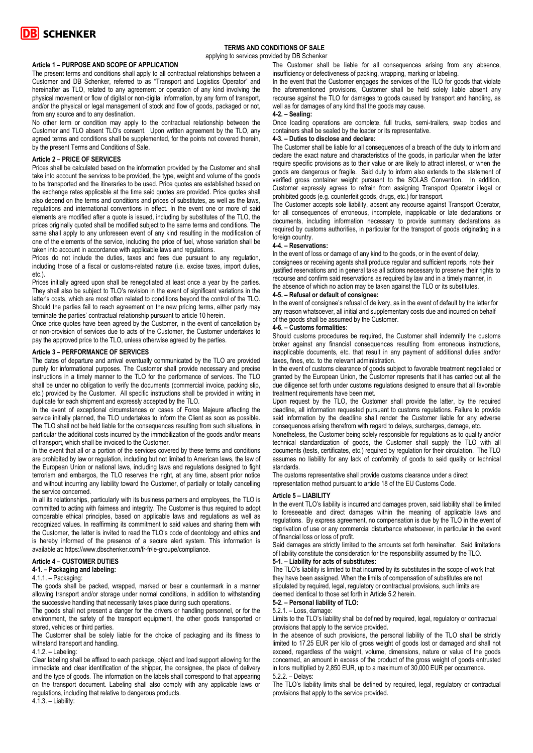**DB SCHENKER**

# TERMS AND CONDITIONS OF SALE

applying to services provided by DB Schenker

## Article 1 – PURPOSE AND SCOPE OF APPLICATION

The present terms and conditions shall apply to all contractual relationships between a Customer and DB Schenker, referred to as "Transport and Logistics Operator" and hereinafter as TLO, related to any agreement or operation of any kind involving the physical movement or flow of digital or non-digital information, by any form of transport, and/or the physical or legal management of stock and flow of goods, packaged or not, from any source and to any destination.

No other term or condition may apply to the contractual relationship between the Customer and TLO absent TLO's consent. Upon written agreement by the TLO, any agreed terms and conditions shall be supplemented, for the points not covered therein, by the present Terms and Conditions of Sale.

## Article 2 – PRICE OF SERVICES

Prices shall be calculated based on the information provided by the Customer and shall take into account the services to be provided, the type, weight and volume of the goods to be transported and the itineraries to be used. Price quotes are established based on the exchange rates applicable at the time said quotes are provided. Price quotes shall also depend on the terms and conditions and prices of substitutes, as well as the laws, regulations and international conventions in effect. In the event one or more of said elements are modified after a quote is issued, including by substitutes of the TLO, the prices originally quoted shall be modified subject to the same terms and conditions. The same shall apply to any unforeseen event of any kind resulting in the modification of one of the elements of the service, including the price of fuel, whose variation shall be taken into account in accordance with applicable laws and regulations.

Prices do not include the duties, taxes and fees due pursuant to any regulation, including those of a fiscal or customs-related nature (i.e. excise taxes, import duties, etc.).

Prices initially agreed upon shall be renegotiated at least once a year by the parties. They shall also be subject to TLO's revision in the event of significant variations in the latter's costs, which are most often related to conditions beyond the control of the TLO. Should the parties fail to reach agreement on the new pricing terms, either party may terminate the parties' contractual relationship pursuant to article 10 herein.

Once price quotes have been agreed by the Customer, in the event of cancellation by or non-provision of services due to acts of the Customer, the Customer undertakes to pay the approved price to the TLO, unless otherwise agreed by the parties.

## Article 3 – PERFORMANCE OF SERVICES

The dates of departure and arrival eventually communicated by the TLO are provided purely for informational purposes. The Customer shall provide necessary and precise instructions in a timely manner to the TLO for the performance of services. The TLO shall be under no obligation to verify the documents (commercial invoice, packing slip, etc.) provided by the Customer. All specific instructions shall be provided in writing in duplicate for each shipment and expressly accepted by the TLO.

In the event of exceptional circumstances or cases of Force Majeure affecting the service initially planned, the TLO undertakes to inform the Client as soon as possible. The TLO shall not be held liable for the consequences resulting from such situations, in particular the additional costs incurred by the immobilization of the goods and/or means of transport, which shall be invoiced to the Customer.

In the event that all or a portion of the services covered by these terms and conditions are prohibited by law or regulation, including but not limited to American laws, the law of the European Union or national laws, including laws and regulations designed to fight terrorism and embargos, the TLO reserves the right, at any time, absent prior notice and without incurring any liability toward the Customer, of partially or totally cancelling the service concerned.

In all its relationships, particularly with its business partners and employees, the TLO is committed to acting with fairness and integrity. The Customer is thus required to adopt comparable ethical principles, based on applicable laws and regulations as well as recognized values. In reaffirming its commitment to said values and sharing them with the Customer, the latter is invited to read the TLO's code of deontology and ethics and is hereby informed of the presence of a secure alert system. This information is available at: https://www.dbschenker.com/fr-fr/le-groupe/compliance.

## Article 4 – CUSTOMER DUTIES

### 4-1. – Packaging and labeling:

4.1.1. – Packaging:

The goods shall be packed, wrapped, marked or bear a countermark in a manner allowing transport and/or storage under normal conditions, in addition to withstanding the successive handling that necessarily takes place during such operations.

The goods shall not present a danger for the drivers or handling personnel, or for the environment, the safety of the transport equipment, the other goods transported or stored, vehicles or third parties.

The Customer shall be solely liable for the choice of packaging and its fitness to withstand transport and handling.

4.1.2. – Labeling:

Clear labeling shall be affixed to each package, object and load support allowing for the immediate and clear identification of the shipper, the consignee, the place of delivery and the type of goods. The information on the labels shall correspond to that appearing on the transport document. Labeling shall also comply with any applicable laws or regulations, including that relative to dangerous products.

4.1.3. – Liability:

The Customer shall be liable for all consequences arising from any absence, insufficiency or defectiveness of packing, wrapping, marking or labeling.

In the event that the Customer engages the services of the TLO for goods that violate the aforementioned provisions, Customer shall be held solely liable absent any recourse against the TLO for damages to goods caused by transport and handling, as well as for damages of any kind that the goods may cause.

### 4-2. – Sealing:

Once loading operations are complete, full trucks, semi-trailers, swap bodies and containers shall be sealed by the loader or its representative.

### 4-3. – Duties to disclose and declare:

The Customer shall be liable for all consequences of a breach of the duty to inform and declare the exact nature and characteristics of the goods, in particular when the latter require specific provisions as to their value or are likely to attract interest, or when the goods are dangerous or fragile. Said duty to inform also extends to the statement of verified gross container weight pursuant to the SOLAS Convention. In addition, Customer expressly agrees to refrain from assigning Transport Operator illegal or prohibited goods (e.g. counterfeit goods, drugs, etc.) for transport.

The Customer accepts sole liability, absent any recourse against Transport Operator, for all consequences of erroneous, incomplete, inapplicable or late declarations or documents, including information necessary to provide summary declarations as required by customs authorities, in particular for the transport of goods originating in a foreign country.

### 4-4. – Reservations:

In the event of loss or damage of any kind to the goods, or in the event of delay, consignees or receiving agents shall produce regular and sufficient reports, note their justified reservations and in general take all actions necessary to preserve their rights to recourse and confirm said reservations as required by law and in a timely manner, in the absence of which no action may be taken against the TLO or its substitutes.

### 4-5. – Refusal or default of consignee:

In the event of consignee's refusal of delivery, as in the event of default by the latter for any reason whatsoever, all initial and supplementary costs due and incurred on behalf of the goods shall be assumed by the Customer.

### 4-6. – Customs formalities:

Should customs procedures be required, the Customer shall indemnify the customs broker against any financial consequences resulting from erroneous instructions, inapplicable documents, etc. that result in any payment of additional duties and/or taxes, fines, etc. to the relevant administration.

In the event of customs clearance of goods subject to favorable treatment negotiated or granted by the European Union, the Customer represents that it has carried out all the due diligence set forth under customs regulations designed to ensure that all favorable treatment requirements have been met.

Upon request by the TLO, the Customer shall provide the latter, by the required deadline, all information requested pursuant to customs regulations. Failure to provide said information by the deadline shall render the Customer liable for any adverse consequences arising therefrom with regard to delays, surcharges, damage, etc.

Nonetheless, the Customer being solely responsible for regulations as to quality and/or technical standardization of goods, the Customer shall supply the TLO with all documents (tests, certificates, etc.) required by regulation for their circulation. The TLO assumes no liability for any lack of conformity of goods to said quality or technical standards.

The customs representative shall provide customs clearance under a direct representation method pursuant to article 18 of the EU Customs Code.

## Article 5 – LIABILITY

In the event TLO's liability is incurred and damages proven, said liability shall be limited to foreseeable and direct damages within the meaning of applicable laws and regulations. By express agreement, no compensation is due by the TLO in the event of deprivation of use or any commercial disturbance whatsoever, in particular in the event of financial loss or loss of profit.

Said damages are strictly limited to the amounts set forth hereinafter. Said limitations of liability constitute the consideration for the responsibility assumed by the TLO.

### 5-1. – Liability for acts of substitutes:

The TLO's liability is limited to that incurred by its substitutes in the scope of work that they have been assigned. When the limits of compensation of substitutes are not stipulated by required, legal, regulatory or contractual provisions, such limits are deemed identical to those set forth in Article 5.2 herein.

### 5-2. – Personal liability of TLO:

5.2.1. – Loss, damage:

Limits to the TLO's liability shall be defined by required, legal, regulatory or contractual provisions that apply to the service provided.

In the absence of such provisions, the personal liability of the TLO shall be strictly limited to 17.25 EUR per kilo of gross weight of goods lost or damaged and shall not exceed, regardless of the weight, volume, dimensions, nature or value of the goods concerned, an amount in excess of the product of the gross weight of goods entrusted in tons multiplied by 2,850 EUR, up to a maximum of 30,000 EUR per occurrence.

5.2.2. – Delays:

The TLO's liability limits shall be defined by required, legal, regulatory or contractual provisions that apply to the service provided.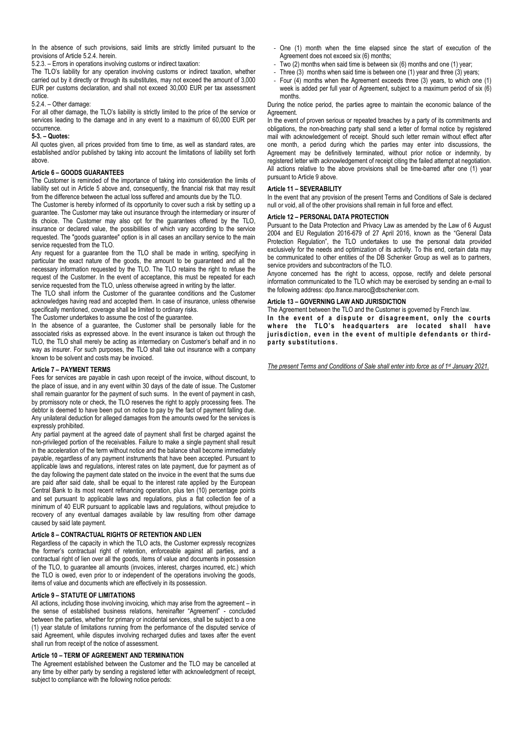In the absence of such provisions, said limits are strictly limited pursuant to the provisions of Article 5.2.4. herein.

5.2.3. – Errors in operations involving customs or indirect taxation:

The TLO's liability for any operation involving customs or indirect taxation, whether carried out by it directly or through its substitutes, may not exceed the amount of 3,000 EUR per customs declaration, and shall not exceed 30,000 EUR per tax assessment notice.

5.2.4. – Other damage:

For all other damage, the TLO's liability is strictly limited to the price of the service or services leading to the damage and in any event to a maximum of 60,000 EUR per occurrence.

**5-3. – Quotes:**

All quotes given, all prices provided from time to time, as well as standard rates, are established and/or published by taking into account the limitations of liability set forth above.

### Article 6 – GOODS GUARANTEES

The Customer is reminded of the importance of taking into consideration the limits of liability set out in Article 5 above and, consequently, the financial risk that may result from the difference between the actual loss suffered and amounts due by the TLO.

The Customer is hereby informed of its opportunity to cover such a risk by setting up a guarantee. The Customer may take out insurance through the intermediary or insurer of its choice. The Customer may also opt for the guarantees offered by the TLO, insurance or declared value, the possibilities of which vary according to the service requested. The "goods guarantee" option is in all cases an ancillary service to the main service requested from the TLO.

Any request for a guarantee from the TLO shall be made in writing, specifying in particular the exact nature of the goods, the amount to be guaranteed and all the necessary information requested by the TLO. The TLO retains the right to refuse the request of the Customer. In the event of acceptance, this must be repeated for each service requested from the TLO, unless otherwise agreed in writing by the latter.

The TLO shall inform the Customer of the guarantee conditions and the Customer acknowledges having read and accepted them. In case of insurance, unless otherwise specifically mentioned, coverage shall be limited to ordinary risks.

The Customer undertakes to assume the cost of the guarantee.

In the absence of a guarantee, the Customer shall be personally liable for the associated risks as expressed above. In the event insurance is taken out through the TLO, the TLO shall merely be acting as intermediary on Customer's behalf and in no way as insurer. For such purposes, the TLO shall take out insurance with a company known to be solvent and costs may be invoiced.

### Article 7 – PAYMENT TERMS

Fees for services are payable in cash upon receipt of the invoice, without discount, to the place of issue, and in any event within 30 days of the date of issue. The Customer shall remain guarantor for the payment of such sums. In the event of payment in cash, by promissory note or check, the TLO reserves the right to apply processing fees. The debtor is deemed to have been put on notice to pay by the fact of payment falling due. Any unilateral deduction for alleged damages from the amounts owed for the services is expressly prohibited.

Any partial payment at the agreed date of payment shall first be charged against the non-privileged portion of the receivables. Failure to make a single payment shall result in the acceleration of the term without notice and the balance shall become immediately payable, regardless of any payment instruments that have been accepted. Pursuant to applicable laws and regulations, interest rates on late payment, due for payment as of the day following the payment date stated on the invoice in the event that the sums due are paid after said date, shall be equal to the interest rate applied by the European Central Bank to its most recent refinancing operation, plus ten (10) percentage points and set pursuant to applicable laws and regulations, plus a flat collection fee of a minimum of 40 EUR pursuant to applicable laws and regulations, without prejudice to recovery of any eventual damages available by law resulting from other damage caused by said late payment.

### Article 8 – CONTRACTUAL RIGHTS OF RETENTION AND LIEN

Regardless of the capacity in which the TLO acts, the Customer expressly recognizes the former's contractual right of retention, enforceable against all parties, and a contractual right of lien over all the goods, items of value and documents in possession of the TLO, to guarantee all amounts (invoices, interest, charges incurred, etc.) which the TLO is owed, even prior to or independent of the operations involving the goods, items of value and documents which are effectively in its possession.

### Article 9 – STATUTE OF LIMITATIONS

All actions, including those involving invoicing, which may arise from the agreement – in the sense of established business relations, hereinafter "Agreement" - concluded between the parties, whether for primary or incidental services, shall be subject to a one (1) year statute of limitations running from the performance of the disputed service of said Agreement, while disputes involving recharged duties and taxes after the event shall run from receipt of the notice of assessment.

### Article 10 – TERM OF AGREEMENT AND TERMINATION

The Agreement established between the Customer and the TLO may be cancelled at any time by either party by sending a registered letter with acknowledgment of receipt, subject to compliance with the following notice periods:

- One (1) month when the time elapsed since the start of execution of the Agreement does not exceed six (6) months;
- Two (2) months when said time is between six (6) months and one (1) year;
- Three (3) months when said time is between one (1) year and three (3) years;
- Four (4) months when the Agreement exceeds three (3) years, to which one (1) week is added per full year of Agreement, subject to a maximum period of six (6) months.

During the notice period, the parties agree to maintain the economic balance of the Agreement.

In the event of proven serious or repeated breaches by a party of its commitments and obligations, the non-breaching party shall send a letter of formal notice by registered mail with acknowledgement of receipt. Should such letter remain without effect after one month, a period during which the parties may enter into discussions, the Agreement may be definitively terminated, without prior notice or indemnity, by registered letter with acknowledgement of receipt citing the failed attempt at negotiation. All actions relative to the above provisions shall be time-barred after one (1) year pursuant to Article 9 above.

### Article 11 – SEVERABILITY

In the event that any provision of the present Terms and Conditions of Sale is declared null or void, all of the other provisions shall remain in full force and effect.

### Article 12 – PERSONAL DATA PROTECTION

Pursuant to the Data Protection and Privacy Law as amended by the Law of 6 August 2004 and EU Regulation 2016-679 of 27 April 2016, known as the "General Data Protection Regulation", the TLO undertakes to use the personal data provided exclusively for the needs and optimization of its activity. To this end, certain data may be communicated to other entities of the DB Schenker Group as well as to partners, service providers and subcontractors of the TLO.

Anyone concerned has the right to access, oppose, rectify and delete personal information communicated to the TLO which may be exercised by sending an e-mail to the following address: dpo.france.maroc@dbschenker.com.

### Article 13 – GOVERNING LAW AND JURISDICTION

The Agreement between the TLO and the Customer is governed by French law.

**In the event of a dispute or disagreement, only the courts where the TLO's headquarters are located shall have jurisdiction, even in the event of multiple defendants or third-party substitutions.**

*The present Terms and Conditions of Sale shall enter into force as of 1st January 2021.*